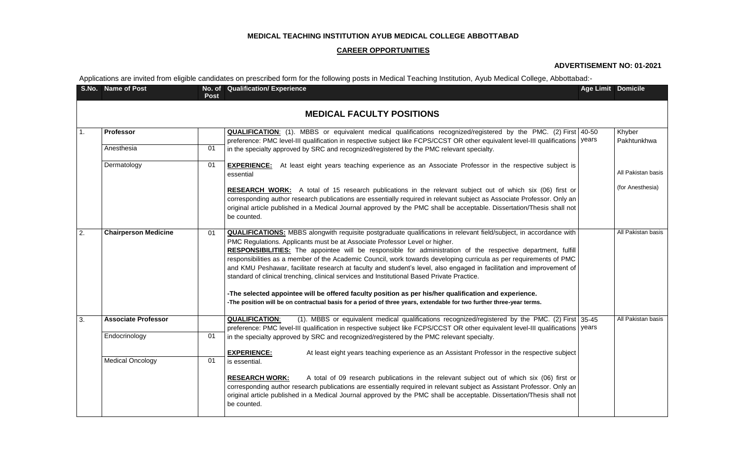**MEDICAL TEACHING INSTITUTION AYUB MEDICAL COLLEGE ABBOTTABAD**

**CAREER OPPORTUNITIES**

**ADVERTISEMENT NO: 01-2021**

Applications are invited from eligible candidates on prescribed form for the following posts in Medical Teaching Institution, Ayub Medical College, Abbottabad:-

| S.No. | Name of Post | No. of Post | Qualification/ Experience | Age Limit | Domicile |
|---|---|---|---|---|---|
| | | | **MEDICAL FACULTY POSITIONS** | | |
| 1. | **Professor**<br>Anesthesia<br>Dermatology | <br>01<br>01 | **QUALIFICATION**: (1). MBBS or equivalent medical qualifications recognized/registered by the PMC. (2) First preference: PMC level-III qualification in respective subject like FCPS/CCST OR other equivalent level-III qualifications in the specialty approved by SRC and recognized/registered by the PMC relevant specialty.<br>**EXPERIENCE:** At least eight years teaching experience as an Associate Professor in the respective subject is essential<br>**RESEARCH WORK:** A total of 15 research publications in the relevant subject out of which six (06) first or corresponding author research publications are essentially required in relevant subject as Associate Professor. Only an original article published in a Medical Journal approved by the PMC shall be acceptable. Dissertation/Thesis shall not be counted. | 40-50 years | Khyber Pakhtunkhwa<br>All Pakistan basis (for Anesthesia) |
| 2. | **Chairperson Medicine** | 01 | **QUALIFICATIONS:** MBBS alongwith requisite postgraduate qualifications in relevant field/subject, in accordance with PMC Regulations. Applicants must be at Associate Professor Level or higher.<br>**RESPONSIBILITIES:** The appointee will be responsible for administration of the respective department, fulfill responsibilities as a member of the Academic Council, work towards developing curricula as per requirements of PMC and KMU Peshawar, facilitate research at faculty and student's level, also engaged in facilitation and improvement of standard of clinical trenching, clinical services and Institutional Based Private Practice.<br>**-The selected appointee will be offered faculty position as per his/her qualification and experience.**<br>**-The position will be on contractual basis for a period of three years, extendable for two further three-year terms.** | | All Pakistan basis |
| 3. | **Associate Professor**<br>Endocrinology<br>Medical Oncology | <br>01<br>01 | **QUALIFICATION**: (1). MBBS or equivalent medical qualifications recognized/registered by the PMC. (2) First preference: PMC level-III qualification in respective subject like FCPS/CCST OR other equivalent level-III qualifications in the specialty approved by SRC and recognized/registered by the PMC relevant specialty.<br>**EXPERIENCE:** At least eight years teaching experience as an Assistant Professor in the respective subject is essential.<br>**RESEARCH WORK:** A total of 09 research publications in the relevant subject out of which six (06) first or corresponding author research publications are essentially required in relevant subject as Assistant Professor. Only an original article published in a Medical Journal approved by the PMC shall be acceptable. Dissertation/Thesis shall not be counted. | 35-45 years | All Pakistan basis |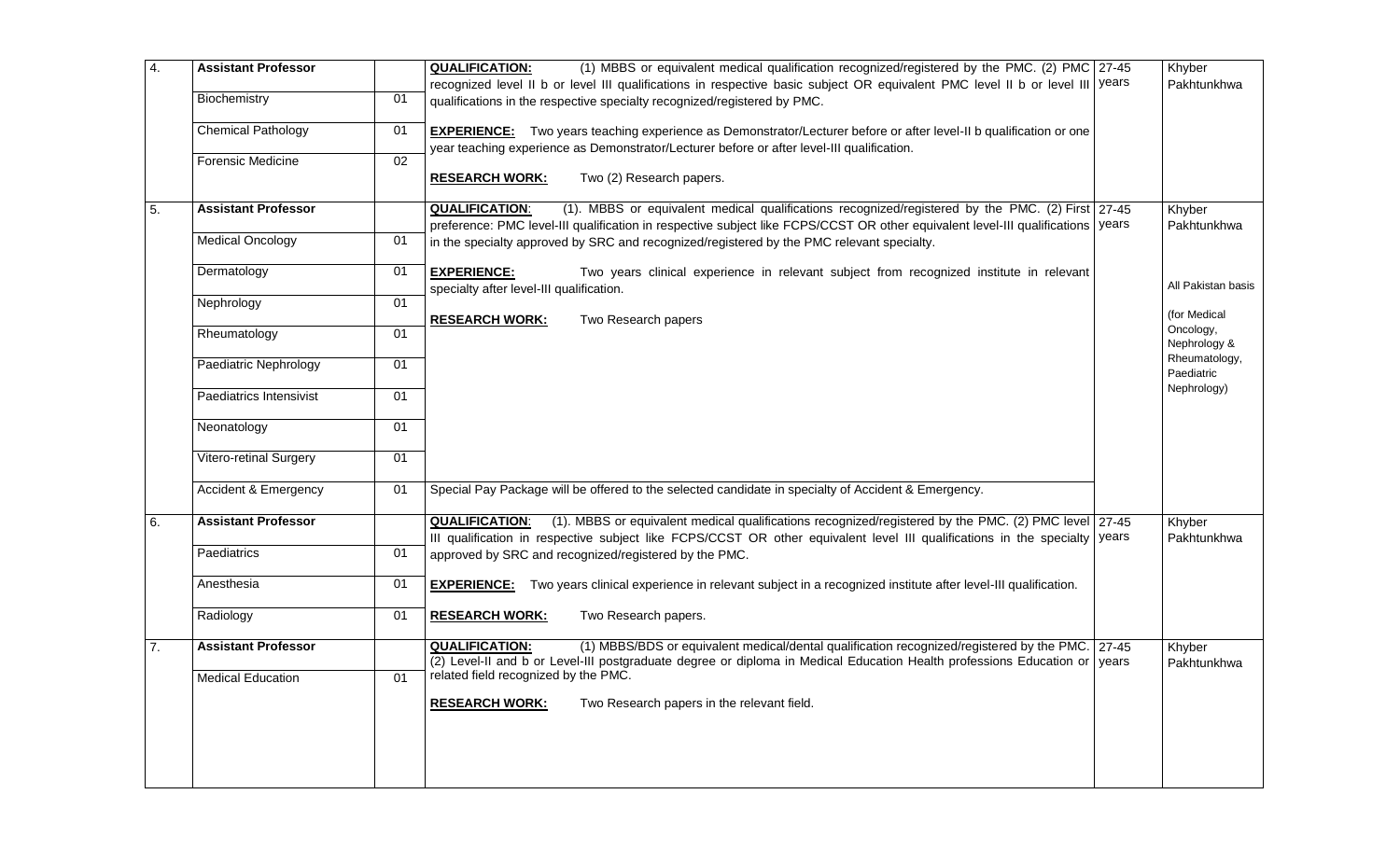| | | | | | |
|---|---|---|---|---|---|
| 4. | **Assistant Professor** | | **QUALIFICATION:** (1) MBBS or equivalent medical qualification recognized/registered by the PMC. (2) PMC recognized level II b or level III qualifications in respective basic subject OR equivalent PMC level II b or level III qualifications in the respective specialty recognized/registered by PMC. | 27-45 years | Khyber Pakhtunkhwa |
| | Biochemistry | 01 | | | |
| | Chemical Pathology | 01 | **EXPERIENCE:** Two years teaching experience as Demonstrator/Lecturer before or after level-II b qualification or one year teaching experience as Demonstrator/Lecturer before or after level-III qualification. | | |
| | Forensic Medicine | 02 | **RESEARCH WORK:** Two (2) Research papers. | | |
| 5. | **Assistant Professor** | | **QUALIFICATION**: (1). MBBS or equivalent medical qualifications recognized/registered by the PMC. (2) First preference: PMC level-III qualification in respective subject like FCPS/CCST OR other equivalent level-III qualifications in the specialty approved by SRC and recognized/registered by the PMC relevant specialty. | 27-45 years | Khyber Pakhtunkhwa |
| | Medical Oncology | 01 | | | |
| | Dermatology | 01 | **EXPERIENCE:** Two years clinical experience in relevant subject from recognized institute in relevant specialty after level-III qualification. | | All Pakistan basis |
| | Nephrology | 01 | **RESEARCH WORK:** Two Research papers | | (for Medical Oncology, Nephrology & Rheumatology, Paediatric Nephrology) |
| | Rheumatology | 01 | | | |
| | Paediatric Nephrology | 01 | | | |
| | Paediatrics Intensivist | 01 | | | |
| | Neonatology | 01 | | | |
| | Vitero-retinal Surgery | 01 | | | |
| | Accident & Emergency | 01 | Special Pay Package will be offered to the selected candidate in specialty of Accident & Emergency. | | |
| 6. | **Assistant Professor** | | **QUALIFICATION**: (1). MBBS or equivalent medical qualifications recognized/registered by the PMC. (2) PMC level III qualification in respective subject like FCPS/CCST OR other equivalent level III qualifications in the specialty approved by SRC and recognized/registered by the PMC. | 27-45 years | Khyber Pakhtunkhwa |
| | Paediatrics | 01 | | | |
| | Anesthesia | 01 | **EXPERIENCE:** Two years clinical experience in relevant subject in a recognized institute after level-III qualification. | | |
| | Radiology | 01 | **RESEARCH WORK:** Two Research papers. | | |
| 7. | **Assistant Professor** | | **QUALIFICATION:** (1) MBBS/BDS or equivalent medical/dental qualification recognized/registered by the PMC. (2) Level-II and b or Level-III postgraduate degree or diploma in Medical Education Health professions Education or related field recognized by the PMC. | 27-45 years | Khyber Pakhtunkhwa |
| | Medical Education | 01 | **RESEARCH WORK:** Two Research papers in the relevant field. | | |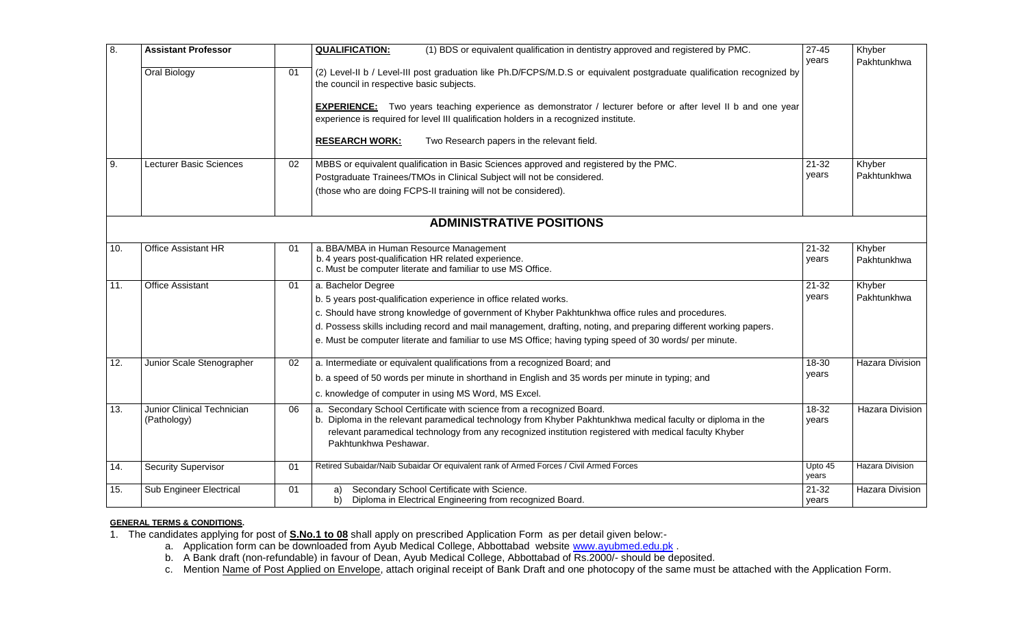| | | | | | |
|---|---|---|---|---|---|
| 8. | **Assistant Professor** <br> Oral Biology | <br> 01 | **QUALIFICATION:** (1) BDS or equivalent qualification in dentistry approved and registered by PMC. <br> (2) Level-II b / Level-III post graduation like Ph.D/FCPS/M.D.S or equivalent postgraduate qualification recognized by the council in respective basic subjects. <br> **EXPERIENCE:** Two years teaching experience as demonstrator / lecturer before or after level II b and one year experience is required for level III qualification holders in a recognized institute. <br> **RESEARCH WORK:** Two Research papers in the relevant field. | 27-45 years | Khyber Pakhtunkhwa |
| 9. | Lecturer Basic Sciences | 02 | MBBS or equivalent qualification in Basic Sciences approved and registered by the PMC. <br> Postgraduate Trainees/TMOs in Clinical Subject will not be considered. <br> (those who are doing FCPS-II training will not be considered). | 21-32 years | Khyber Pakhtunkhwa |
| | | | **ADMINISTRATIVE POSITIONS** | | |
| 10. | Office Assistant HR | 01 | a. BBA/MBA in Human Resource Management <br> b. 4 years post-qualification HR related experience. <br> c. Must be computer literate and familiar to use MS Office. | 21-32 years | Khyber Pakhtunkhwa |
| 11. | Office Assistant | 01 | a. Bachelor Degree <br> b. 5 years post-qualification experience in office related works. <br> c. Should have strong knowledge of government of Khyber Pakhtunkhwa office rules and procedures. <br> d. Possess skills including record and mail management, drafting, noting, and preparing different working papers. <br> e. Must be computer literate and familiar to use MS Office; having typing speed of 30 words/ per minute. | 21-32 years | Khyber Pakhtunkhwa |
| 12. | Junior Scale Stenographer | 02 | a. Intermediate or equivalent qualifications from a recognized Board; and <br> b. a speed of 50 words per minute in shorthand in English and 35 words per minute in typing; and <br> c. knowledge of computer in using MS Word, MS Excel. | 18-30 years | Hazara Division |
| 13. | Junior Clinical Technician (Pathology) | 06 | a. Secondary School Certificate with science from a recognized Board. <br> b. Diploma in the relevant paramedical technology from Khyber Pakhtunkhwa medical faculty or diploma in the relevant paramedical technology from any recognized institution registered with medical faculty Khyber Pakhtunkhwa Peshawar. | 18-32 years | Hazara Division |
| 14. | Security Supervisor | 01 | Retired Subaidar/Naib Subaidar Or equivalent rank of Armed Forces / Civil Armed Forces | Upto 45 years | Hazara Division |
| 15. | Sub Engineer Electrical | 01 | a) Secondary School Certificate with Science. <br> b) Diploma in Electrical Engineering from recognized Board. | 21-32 years | Hazara Division |

**GENERAL TERMS & CONDITIONS.**

1. The candidates applying for post of **S.No.1 to 08** shall apply on prescribed Application Form as per detail given below:-
   a. Application form can be downloaded from Ayub Medical College, Abbottabad website www.ayubmed.edu.pk .
   b. A Bank draft (non-refundable) in favour of Dean, Ayub Medical College, Abbottabad of Rs.2000/- should be deposited.
   c. Mention Name of Post Applied on Envelope, attach original receipt of Bank Draft and one photocopy of the same must be attached with the Application Form.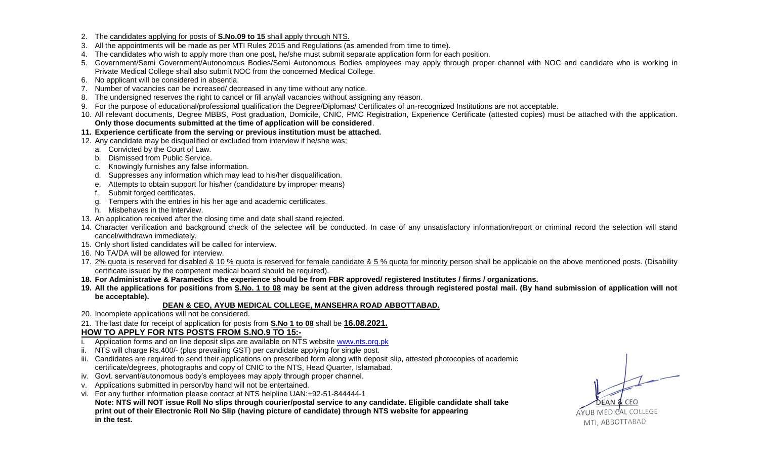2. The candidates applying for posts of **S.No.09 to 15** shall apply through NTS.
3. All the appointments will be made as per MTI Rules 2015 and Regulations (as amended from time to time).
4. The candidates who wish to apply more than one post, he/she must submit separate application form for each position.
5. Government/Semi Government/Autonomous Bodies/Semi Autonomous Bodies employees may apply through proper channel with NOC and candidate who is working in Private Medical College shall also submit NOC from the concerned Medical College.
6. No applicant will be considered in absentia.
7. Number of vacancies can be increased/ decreased in any time without any notice.
8. The undersigned reserves the right to cancel or fill any/all vacancies without assigning any reason.
9. For the purpose of educational/professional qualification the Degree/Diplomas/ Certificates of un-recognized Institutions are not acceptable.
10. All relevant documents, Degree MBBS, Post graduation, Domicile, CNIC, PMC Registration, Experience Certificate (attested copies) must be attached with the application. **Only those documents submitted at the time of application will be considered**.
11. **Experience certificate from the serving or previous institution must be attached.**
12. Any candidate may be disqualified or excluded from interview if he/she was;
    a. Convicted by the Court of Law.
    b. Dismissed from Public Service.
    c. Knowingly furnishes any false information.
    d. Suppresses any information which may lead to his/her disqualification.
    e. Attempts to obtain support for his/her (candidature by improper means)
    f. Submit forged certificates.
    g. Tempers with the entries in his her age and academic certificates.
    h. Misbehaves in the Interview.
13. An application received after the closing time and date shall stand rejected.
14. Character verification and background check of the selectee will be conducted. In case of any unsatisfactory information/report or criminal record the selection will stand cancel/withdrawn immediately.
15. Only short listed candidates will be called for interview.
16. No TA/DA will be allowed for interview.
17. 2% quota is reserved for disabled & 10 % quota is reserved for female candidate & 5 % quota for minority person shall be applicable on the above mentioned posts. (Disability certificate issued by the competent medical board should be required).
18. **For Administrative & Paramedics the experience should be from FBR approved/ registered Institutes / firms / organizations.**
19. **All the applications for positions from S.No. 1 to 08 may be sent at the given address through registered postal mail. (By hand submission of application will not be acceptable).**

    **DEAN & CEO, AYUB MEDICAL COLLEGE, MANSEHRA ROAD ABBOTTABAD.**

20. Incomplete applications will not be considered.
21. The last date for receipt of application for posts from **S.No 1 to 08** shall be **16.08.2021.**

## HOW TO APPLY FOR NTS POSTS FROM S.NO.9 TO 15:-

i. Application forms and on line deposit slips are available on NTS website www.nts.org.pk
ii. NTS will charge Rs.400/- (plus prevailing GST) per candidate applying for single post.
iii. Candidates are required to send their applications on prescribed form along with deposit slip, attested photocopies of academic certificate/degrees, photographs and copy of CNIC to the NTS, Head Quarter, Islamabad.
iv. Govt. servant/autonomous body's employees may apply through proper channel.
v. Applications submitted in person/by hand will not be entertained.
vi. For any further information please contact at NTS helpline UAN:+92-51-844444-1

**Note: NTS will NOT issue Roll No slips through courier/postal service to any candidate. Eligible candidate shall take print out of their Electronic Roll No Slip (having picture of candidate) through NTS website for appearing in the test.**

DEAN & CEO
AYUB MEDICAL COLLEGE
MTI, ABBOTTABAD